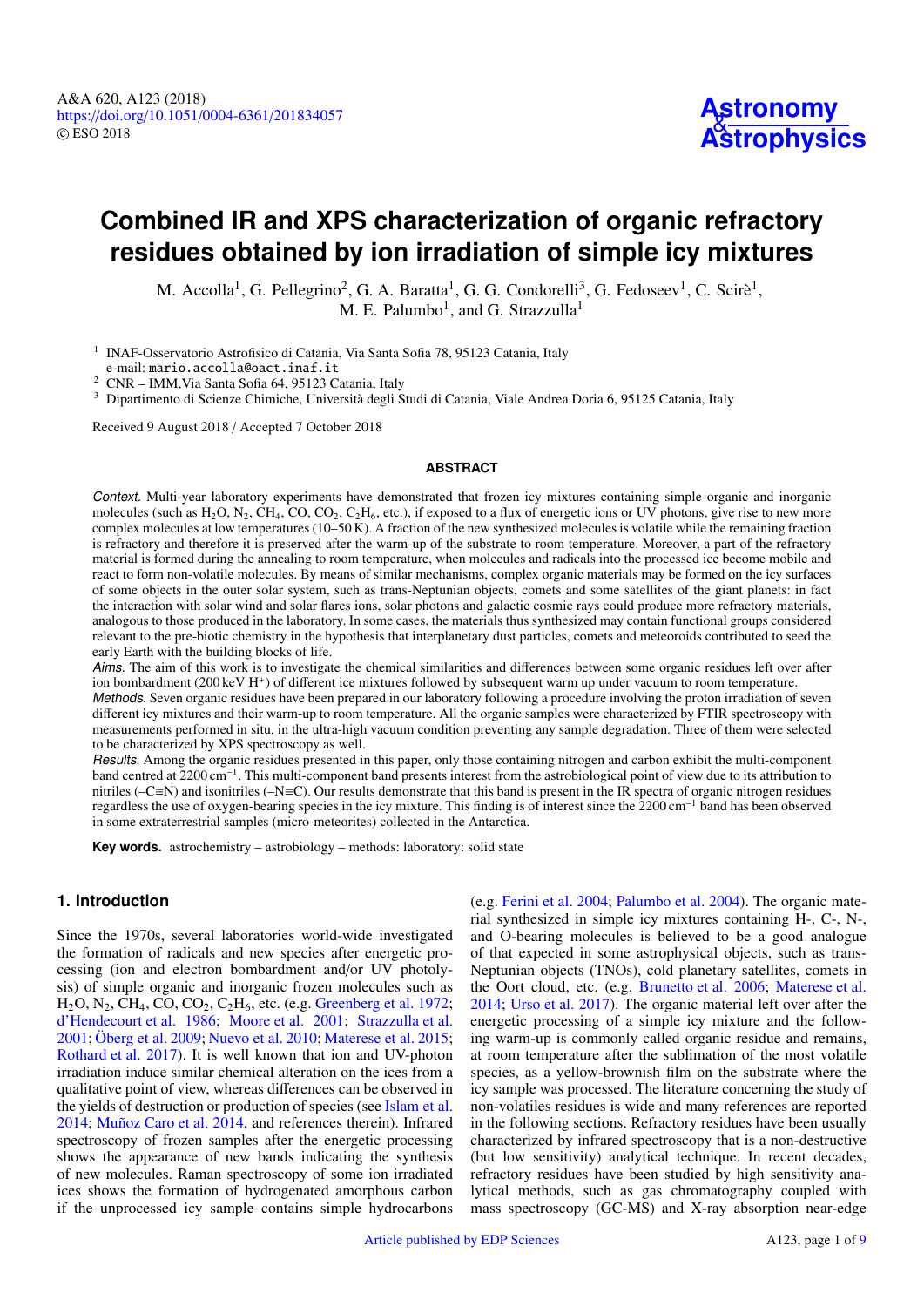# Combined IR and XPS characterization of organic refractory residues obtained by ion irradiation of simple icy mixtures

M. Accolla[1], G. Pellegrino[2], G. A. Baratta[1], G. G. Condorelli[3], G. Fedoseev[1], C. Scirè[1], M. E. Palumbo[1], and G. Strazzulla[1]

[1] INAF-Osservatorio Astrofisico di Catania, Via Santa Sofia 78, 95123 Catania, Italy
e-mail: mario.accolla@oact.inaf.it

[2] CNR – IMM,Via Santa Sofia 64, 95123 Catania, Italy

[3] Dipartimento di Scienze Chimiche, Università degli Studi di Catania, Viale Andrea Doria 6, 95125 Catania, Italy

Received 9 August 2018 / Accepted 7 October 2018

## ABSTRACT

*Context.* Multi-year laboratory experiments have demonstrated that frozen icy mixtures containing simple organic and inorganic molecules (such as $H_2O$, $N_2$, $CH_4$, CO, $CO_2$, $C_2H_6$, etc.), if exposed to a flux of energetic ions or UV photons, give rise to new more complex molecules at low temperatures (10–50 K). A fraction of the new synthesized molecules is volatile while the remaining fraction is refractory and therefore it is preserved after the warm-up of the substrate to room temperature. Moreover, a part of the refractory material is formed during the annealing to room temperature, when molecules and radicals into the processed ice become mobile and react to form non-volatile molecules. By means of similar mechanisms, complex organic materials may be formed on the icy surfaces of some objects in the outer solar system, such as trans-Neptunian objects, comets and some satellites of the giant planets: in fact the interaction with solar wind and solar flares ions, solar photons and galactic cosmic rays could produce more refractory materials, analogous to those produced in the laboratory. In some cases, the materials thus synthesized may contain functional groups considered relevant to the pre-biotic chemistry in the hypothesis that interplanetary dust particles, comets and meteoroids contributed to seed the early Earth with the building blocks of life.

*Aims.* The aim of this work is to investigate the chemical similarities and differences between some organic residues left over after ion bombardment (200 keV $H^+$) of different ice mixtures followed by subsequent warm up under vacuum to room temperature.

*Methods.* Seven organic residues have been prepared in our laboratory following a procedure involving the proton irradiation of seven different icy mixtures and their warm-up to room temperature. All the organic samples were characterized by FTIR spectroscopy with measurements performed in situ, in the ultra-high vacuum condition preventing any sample degradation. Three of them were selected to be characterized by XPS spectroscopy as well.

*Results.* Among the organic residues presented in this paper, only those containing nitrogen and carbon exhibit the multi-component band centred at 2200 $cm^{-1}$. This multi-component band presents interest from the astrobiological point of view due to its attribution to nitriles (–C≡N) and isonitriles (–N≡C). Our results demonstrate that this band is present in the IR spectra of organic nitrogen residues regardless the use of oxygen-bearing species in the icy mixture. This finding is of interest since the 2200 $cm^{-1}$ band has been observed in some extraterrestrial samples (micro-meteorites) collected in the Antarctica.

**Key words.** astrochemistry – astrobiology – methods: laboratory: solid state

## 1. Introduction

Since the 1970s, several laboratories world-wide investigated the formation of radicals and new species after energetic processing (ion and electron bombardment and/or UV photolysis) of simple organic and inorganic frozen molecules such as $H_2O$, $N_2$, $CH_4$, CO, $CO_2$, $C_2H_6$, etc. (e.g. Greenberg et al. 1972; d'Hendecourt et al. 1986; Moore et al. 2001; Strazzulla et al. 2001; Öberg et al. 2009; Nuevo et al. 2010; Materese et al. 2015; Rothard et al. 2017). It is well known that ion and UV-photon irradiation induce similar chemical alteration on the ices from a qualitative point of view, whereas differences can be observed in the yields of destruction or production of species (see Islam et al. 2014; Muñoz Caro et al. 2014, and references therein). Infrared spectroscopy of frozen samples after the energetic processing shows the appearance of new bands indicating the synthesis of new molecules. Raman spectroscopy of some ion irradiated ices shows the formation of hydrogenated amorphous carbon if the unprocessed icy sample contains simple hydrocarbons (e.g. Ferini et al. 2004; Palumbo et al. 2004). The organic material synthesized in simple icy mixtures containing H-, C-, N-, and O-bearing molecules is believed to be a good analogue of that expected in some astrophysical objects, such as trans-Neptunian objects (TNOs), cold planetary satellites, comets in the Oort cloud, etc. (e.g. Brunetto et al. 2006; Materese et al. 2014; Urso et al. 2017). The organic material left over after the energetic processing of a simple icy mixture and the following warm-up is commonly called organic residue and remains, at room temperature after the sublimation of the most volatile species, as a yellow-brownish film on the substrate where the icy sample was processed. The literature concerning the study of non-volatiles residues is wide and many references are reported in the following sections. Refractory residues have been usually characterized by infrared spectroscopy that is a non-destructive (but low sensitivity) analytical technique. In recent decades, refractory residues have been studied by high sensitivity analytical methods, such as gas chromatography coupled with mass spectroscopy (GC-MS) and X-ray absorption near-edge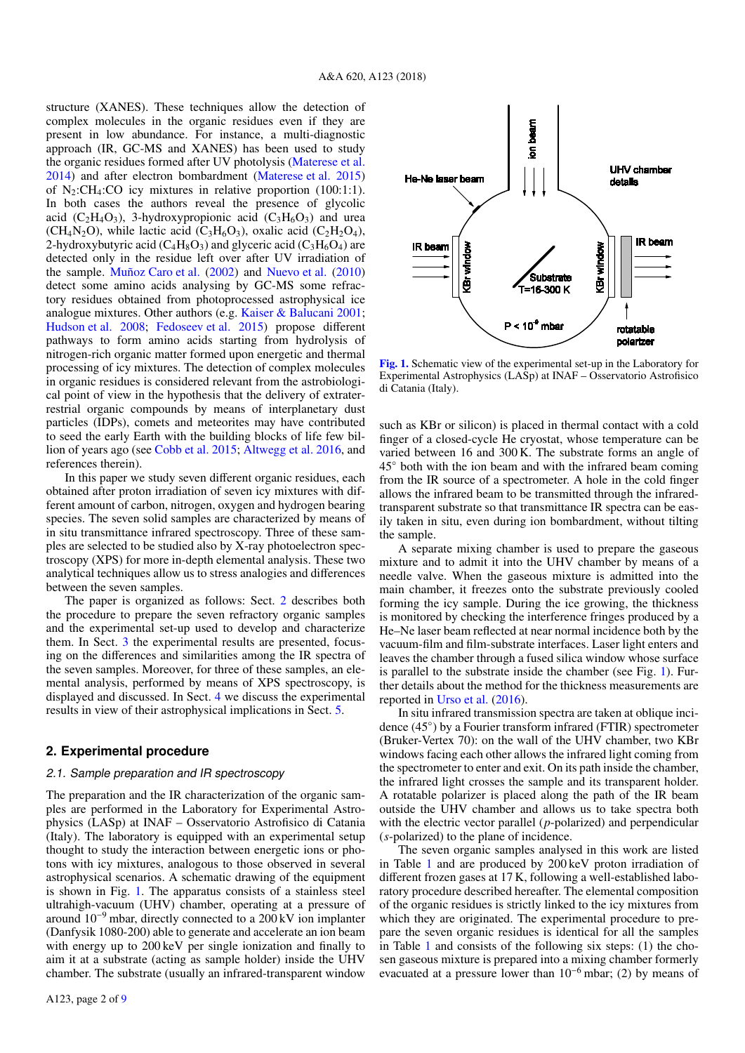structure (XANES). These techniques allow the detection of complex molecules in the organic residues even if they are present in low abundance. For instance, a multi-diagnostic approach (IR, GC-MS and XANES) has been used to study the organic residues formed after UV photolysis (Materese et al. 2014) and after electron bombardment (Materese et al. 2015) of $N_2$:$CH_4$:CO icy mixtures in relative proportion (100:1:1). In both cases the authors reveal the presence of glycolic acid ($C_2H_4O_3$), 3-hydroxypropionic acid ($C_3H_6O_3$) and urea ($CH_4N_2O$), while lactic acid ($C_3H_6O_3$), oxalic acid ($C_2H_2O_4$), 2-hydroxybutyric acid ($C_4H_8O_3$) and glyceric acid ($C_3H_6O_4$) are detected only in the residue left over after UV irradiation of the sample. Muñoz Caro et al. (2002) and Nuevo et al. (2010) detect some amino acids analysing by GC-MS some refractory residues obtained from photoprocessed astrophysical ice analogue mixtures. Other authors (e.g. Kaiser & Balucani 2001; Hudson et al. 2008; Fedoseev et al. 2015) propose different pathways to form amino acids starting from hydrolysis of nitrogen-rich organic matter formed upon energetic and thermal processing of icy mixtures. The detection of complex molecules in organic residues is considered relevant from the astrobiological point of view in the hypothesis that the delivery of extraterrestrial organic compounds by means of interplanetary dust particles (IDPs), comets and meteorites may have contributed to seed the early Earth with the building blocks of life few billion of years ago (see Cobb et al. 2015; Altwegg et al. 2016, and references therein).

In this paper we study seven different organic residues, each obtained after proton irradiation of seven icy mixtures with different amount of carbon, nitrogen, oxygen and hydrogen bearing species. The seven solid samples are characterized by means of in situ transmittance infrared spectroscopy. Three of these samples are selected to be studied also by X-ray photoelectron spectroscopy (XPS) for more in-depth elemental analysis. These two analytical techniques allow us to stress analogies and differences between the seven samples.

The paper is organized as follows: Sect. 2 describes both the procedure to prepare the seven refractory organic samples and the experimental set-up used to develop and characterize them. In Sect. 3 the experimental results are presented, focusing on the differences and similarities among the IR spectra of the seven samples. Moreover, for three of these samples, an elemental analysis, performed by means of XPS spectroscopy, is displayed and discussed. In Sect. 4 we discuss the experimental results in view of their astrophysical implications in Sect. 5.

## 2. Experimental procedure

### 2.1. Sample preparation and IR spectroscopy

The preparation and the IR characterization of the organic samples are performed in the Laboratory for Experimental Astrophysics (LASp) at INAF – Osservatorio Astrofisico di Catania (Italy). The laboratory is equipped with an experimental setup thought to study the interaction between energetic ions or photons with icy mixtures, analogous to those observed in several astrophysical scenarios. A schematic drawing of the equipment is shown in Fig. 1. The apparatus consists of a stainless steel ultrahigh-vacuum (UHV) chamber, operating at a pressure of around $10^{-9}$ mbar, directly connected to a 200 kV ion implanter (Danfysik 1080-200) able to generate and accelerate an ion beam with energy up to 200 keV per single ionization and finally to aim it at a substrate (acting as sample holder) inside the UHV chamber. The substrate (usually an infrared-transparent window such as KBr or silicon) is placed in thermal contact with a cold finger of a closed-cycle He cryostat, whose temperature can be varied between 16 and 300 K. The substrate forms an angle of 45° both with the ion beam and with the infrared beam coming from the IR source of a spectrometer. A hole in the cold finger allows the infrared beam to be transmitted through the infrared-transparent substrate so that transmittance IR spectra can be easily taken in situ, even during ion bombardment, without tilting the sample.

**Fig. 1.** Schematic view of the experimental set-up in the Laboratory for Experimental Astrophysics (LASp) at INAF – Osservatorio Astrofisico di Catania (Italy).

A separate mixing chamber is used to prepare the gaseous mixture and to admit it into the UHV chamber by means of a needle valve. When the gaseous mixture is admitted into the main chamber, it freezes onto the substrate previously cooled forming the icy sample. During the ice growing, the thickness is monitored by checking the interference fringes produced by a He–Ne laser beam reflected at near normal incidence both by the vacuum-film and film-substrate interfaces. Laser light enters and leaves the chamber through a fused silica window whose surface is parallel to the substrate inside the chamber (see Fig. 1). Further details about the method for the thickness measurements are reported in Urso et al. (2016).

In situ infrared transmission spectra are taken at oblique incidence (45°) by a Fourier transform infrared (FTIR) spectrometer (Bruker-Vertex 70): on the wall of the UHV chamber, two KBr windows facing each other allows the infrared light coming from the spectrometer to enter and exit. On its path inside the chamber, the infrared light crosses the sample and its transparent holder. A rotatable polarizer is placed along the path of the IR beam outside the UHV chamber and allows us to take spectra both with the electric vector parallel (*p*-polarized) and perpendicular (*s*-polarized) to the plane of incidence.

The seven organic samples analysed in this work are listed in Table 1 and are produced by 200 keV proton irradiation of different frozen gases at 17 K, following a well-established laboratory procedure described hereafter. The elemental composition of the organic residues is strictly linked to the icy mixtures from which they are originated. The experimental procedure to prepare the seven organic residues is identical for all the samples in Table 1 and consists of the following six steps: (1) the chosen gaseous mixture is prepared into a mixing chamber formerly evacuated at a pressure lower than $10^{-6}$ mbar; (2) by means of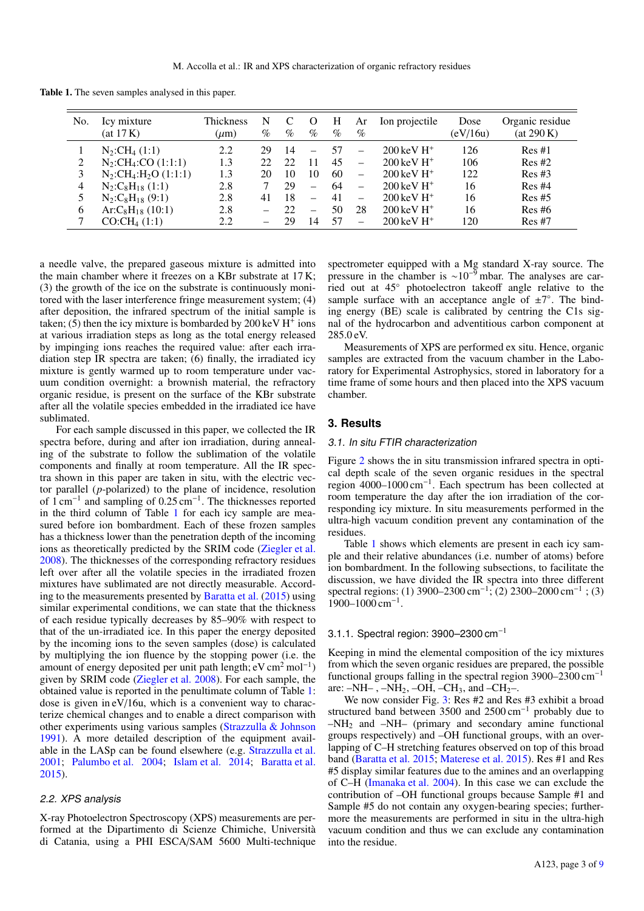**Table 1.** The seven samples analysed in this paper.

| No. | Icy mixture (at 17 K) | Thickness ($\mu$m) | N % | C % | O % | H % | Ar % | Ion projectile | Dose (eV/16u) | Organic residue (at 290 K) |
|---|---|---|---|---|---|---|---|---|---|---|
| 1 | $N_2$:$CH_4$ (1:1) | 2.2 | 29 | 14 | – | 57 | – | 200 keV $H^+$ | 126 | Res #1 |
| 2 | $N_2$:$CH_4$:CO (1:1:1) | 1.3 | 22 | 22 | 11 | 45 | – | 200 keV $H^+$ | 106 | Res #2 |
| 3 | $N_2$:$CH_4$:$H_2O$ (1:1:1) | 1.3 | 20 | 10 | 10 | 60 | – | 200 keV $H^+$ | 122 | Res #3 |
| 4 | $N_2$:$C_8H_{18}$ (1:1) | 2.8 | 7 | 29 | – | 64 | – | 200 keV $H^+$ | 16 | Res #4 |
| 5 | $N_2$:$C_8H_{18}$ (9:1) | 2.8 | 41 | 18 | – | 41 | – | 200 keV $H^+$ | 16 | Res #5 |
| 6 | Ar:$C_8H_{18}$ (10:1) | 2.8 | – | 22 | – | 50 | 28 | 200 keV $H^+$ | 16 | Res #6 |
| 7 | CO:$CH_4$ (1:1) | 2.2 | – | 29 | 14 | 57 | – | 200 keV $H^+$ | 120 | Res #7 |

a needle valve, the prepared gaseous mixture is admitted into the main chamber where it freezes on a KBr substrate at 17 K; (3) the growth of the ice on the substrate is continuously monitored with the laser interference fringe measurement system; (4) after deposition, the infrared spectrum of the initial sample is taken; (5) then the icy mixture is bombarded by 200 keV $H^+$ ions at various irradiation steps as long as the total energy released by impinging ions reaches the required value: after each irradiation step IR spectra are taken; (6) finally, the irradiated icy mixture is gently warmed up to room temperature under vacuum condition overnight: a brownish material, the refractory organic residue, is present on the surface of the KBr substrate after all the volatile species embedded in the irradiated ice have sublimated.

For each sample discussed in this paper, we collected the IR spectra before, during and after ion irradiation, during annealing of the substrate to follow the sublimation of the volatile components and finally at room temperature. All the IR spectra shown in this paper are taken in situ, with the electric vector parallel (*p*-polarized) to the plane of incidence, resolution of 1 $cm^{-1}$ and sampling of 0.25 $cm^{-1}$. The thicknesses reported in the third column of Table 1 for each icy sample are measured before ion bombardment. Each of these frozen samples has a thickness lower than the penetration depth of the incoming ions as theoretically predicted by the SRIM code (Ziegler et al. 2008). The thicknesses of the corresponding refractory residues left over after all the volatile species in the irradiated frozen mixtures have sublimated are not directly measurable. According to the measurements presented by Baratta et al. (2015) using similar experimental conditions, we can state that the thickness of each residue typically decreases by 85–90% with respect to that of the un-irradiated ice. In this paper the energy deposited by the incoming ions to the seven samples (dose) is calculated by multiplying the ion fluence by the stopping power (i.e. the amount of energy deposited per unit path length; eV $cm^2$ $mol^{-1}$) given by SRIM code (Ziegler et al. 2008). For each sample, the obtained value is reported in the penultimate column of Table 1: dose is given in eV/16u, which is a convenient way to characterize chemical changes and to enable a direct comparison with other experiments using various samples (Strazzulla & Johnson 1991). A more detailed description of the equipment available in the LASp can be found elsewhere (e.g. Strazzulla et al. 2001; Palumbo et al. 2004; Islam et al. 2014; Baratta et al. 2015).

### 2.2. XPS analysis

X-ray Photoelectron Spectroscopy (XPS) measurements are performed at the Dipartimento di Scienze Chimiche, Università di Catania, using a PHI ESCA/SAM 5600 Multi-technique spectrometer equipped with a Mg standard X-ray source. The pressure in the chamber is ~$10^{-9}$ mbar. The analyses are carried out at 45° photoelectron takeoff angle relative to the sample surface with an acceptance angle of ±7°. The binding energy (BE) scale is calibrated by centring the C1s signal of the hydrocarbon and adventitious carbon component at 285.0 eV.

Measurements of XPS are performed ex situ. Hence, organic samples are extracted from the vacuum chamber in the Laboratory for Experimental Astrophysics, stored in laboratory for a time frame of some hours and then placed into the XPS vacuum chamber.

## 3. Results

### 3.1. In situ FTIR characterization

Figure 2 shows the in situ transmission infrared spectra in optical depth scale of the seven organic residues in the spectral region 4000–1000 $cm^{-1}$. Each spectrum has been collected at room temperature the day after the ion irradiation of the corresponding icy mixture. In situ measurements performed in the ultra-high vacuum condition prevent any contamination of the residues.

Table 1 shows which elements are present in each icy sample and their relative abundances (i.e. number of atoms) before ion bombardment. In the following subsections, to facilitate the discussion, we have divided the IR spectra into three different spectral regions: (1) 3900–2300 $cm^{-1}$; (2) 2300–2000 $cm^{-1}$ ; (3) 1900–1000 $cm^{-1}$.

#### 3.1.1. Spectral region: 3900–2300 $cm^{-1}$

Keeping in mind the elemental composition of the icy mixtures from which the seven organic residues are prepared, the possible functional groups falling in the spectral region 3900–2300 $cm^{-1}$ are: –NH– , –$NH_2$, –OH, –$CH_3$, and –$CH_2$–.

We now consider Fig. 3: Res #2 and Res #3 exhibit a broad structured band between 3500 and 2500 $cm^{-1}$ probably due to –$NH_2$ and –NH– (primary and secondary amine functional groups respectively) and –OH functional groups, with an overlapping of C–H stretching features observed on top of this broad band (Baratta et al. 2015; Materese et al. 2015). Res #1 and Res #5 display similar features due to the amines and an overlapping of C–H (Imanaka et al. 2004). In this case we can exclude the contribution of –OH functional groups because Sample #1 and Sample #5 do not contain any oxygen-bearing species; furthermore the measurements are performed in situ in the ultra-high vacuum condition and thus we can exclude any contamination into the residue.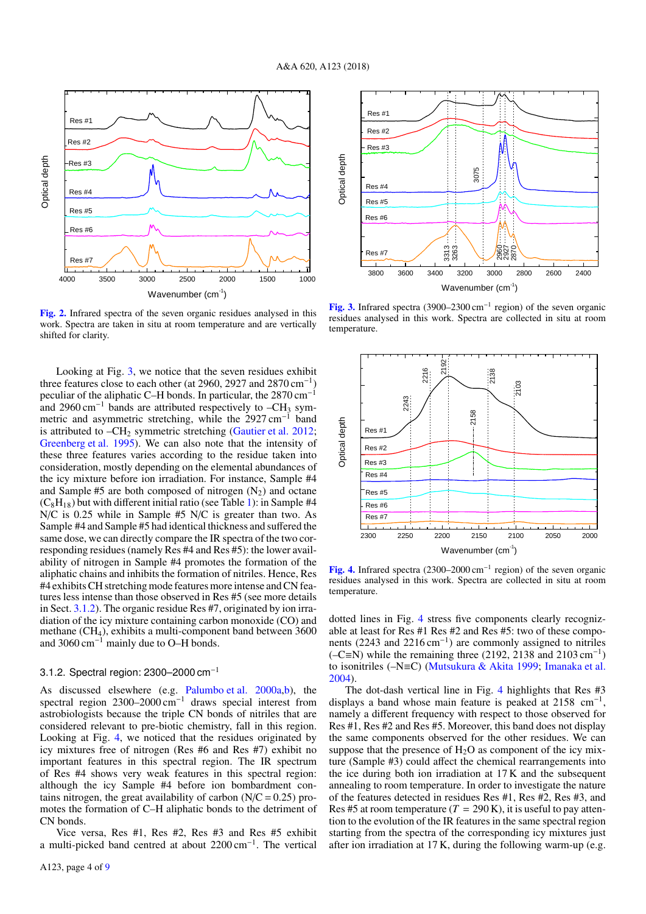Fig. 2. Infrared spectra of the seven organic residues analysed in this work. Spectra are taken in situ at room temperature and are vertically shifted for clarity.

Fig. 3. Infrared spectra (3900–2300 $cm^{-1}$ region) of the seven organic residues analysed in this work. Spectra are collected in situ at room temperature.

Looking at Fig. 3, we notice that the seven residues exhibit three features close to each other (at 2960, 2927 and 2870 $cm^{-1}$) peculiar of the aliphatic C–H bonds. In particular, the 2870 $cm^{-1}$ and 2960 $cm^{-1}$ bands are attributed respectively to $-CH_3$ symmetric and asymmetric stretching, while the 2927 $cm^{-1}$ band is attributed to $-CH_2$ symmetric stretching (Gautier et al. 2012; Greenberg et al. 1995). We can also note that the intensity of these three features varies according to the residue taken into consideration, mostly depending on the elemental abundances of the icy mixture before ion irradiation. For instance, Sample #4 and Sample #5 are both composed of nitrogen ($N_2$) and octane ($C_8H_{18}$) but with different initial ratio (see Table 1): in Sample #4 N/C is 0.25 while in Sample #5 N/C is greater than two. As Sample #4 and Sample #5 had identical thickness and suffered the same dose, we can directly compare the IR spectra of the two corresponding residues (namely Res #4 and Res #5): the lower availability of nitrogen in Sample #4 promotes the formation of the aliphatic chains and inhibits the formation of nitriles. Hence, Res #4 exhibits CH stretching mode features more intense and CN features less intense than those observed in Res #5 (see more details in Sect. 3.1.2). The organic residue Res #7, originated by ion irradiation of the icy mixture containing carbon monoxide (CO) and methane ($CH_4$), exhibits a multi-component band between 3600 and 3060 $cm^{-1}$ mainly due to O–H bonds.

### 3.1.2. Spectral region: 2300–2000 $cm^{-1}$

As discussed elsewhere (e.g. Palumbo et al. 2000a,b), the spectral region 2300–2000 $cm^{-1}$ draws special interest from astrobiologists because the triple CN bonds of nitriles that are considered relevant to pre-biotic chemistry, fall in this region. Looking at Fig. 4, we noticed that the residues originated by icy mixtures free of nitrogen (Res #6 and Res #7) exhibit no important features in this spectral region. The IR spectrum of Res #4 shows very weak features in this spectral region: although the icy Sample #4 before ion bombardment contains nitrogen, the great availability of carbon (N/C = 0.25) promotes the formation of C–H aliphatic bonds to the detriment of CN bonds.

Vice versa, Res #1, Res #2, Res #3 and Res #5 exhibit a multi-picked band centred at about 2200 $cm^{-1}$. The vertical

Fig. 4. Infrared spectra (2300–2000 $cm^{-1}$ region) of the seven organic residues analysed in this work. Spectra are collected in situ at room temperature.

dotted lines in Fig. 4 stress five components clearly recognizable at least for Res #1 Res #2 and Res #5: two of these components (2243 and 2216 $cm^{-1}$) are commonly assigned to nitriles (–C≡N) while the remaining three (2192, 2138 and 2103 $cm^{-1}$) to isonitriles (–N≡C) (Mutsukura & Akita 1999; Imanaka et al. 2004).

The dot-dash vertical line in Fig. 4 highlights that Res #3 displays a band whose main feature is peaked at 2158 $cm^{-1}$, namely a different frequency with respect to those observed for Res #1, Res #2 and Res #5. Moreover, this band does not display the same components observed for the other residues. We can suppose that the presence of $H_2O$ as component of the icy mixture (Sample #3) could affect the chemical rearrangements into the ice during both ion irradiation at 17 K and the subsequent annealing to room temperature. In order to investigate the nature of the features detected in residues Res #1, Res #2, Res #3, and Res #5 at room temperature ($T$ = 290 K), it is useful to pay attention to the evolution of the IR features in the same spectral region starting from the spectra of the corresponding icy mixtures just after ion irradiation at 17 K, during the following warm-up (e.g.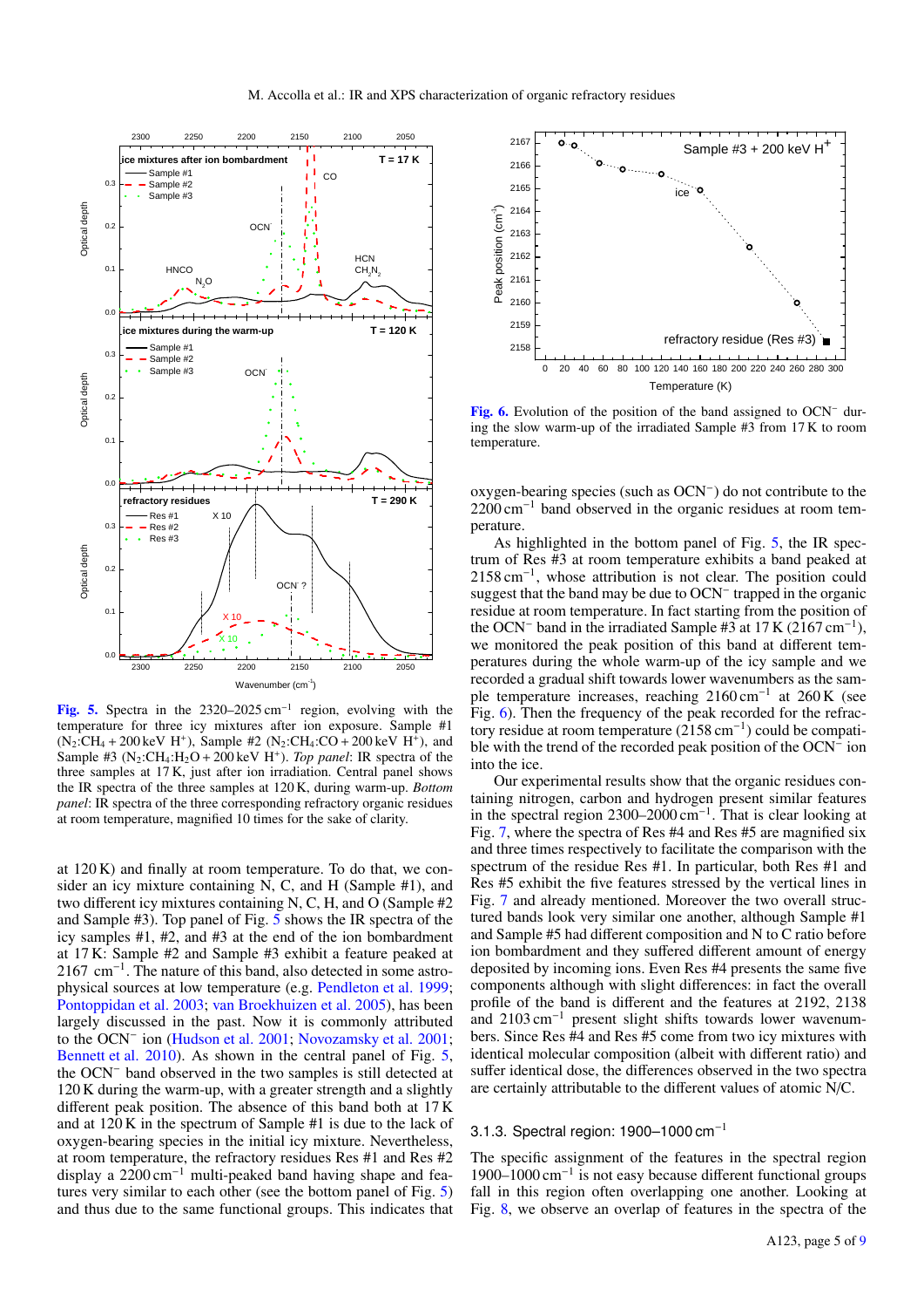**Fig. 5.** Spectra in the 2320–2025 $cm^{-1}$ region, evolving with the temperature for three icy mixtures after ion exposure. Sample #1 ($N_2$:$CH_4$ + 200 keV $H^+$), Sample #2 ($N_2$:$CH_4$:CO + 200 keV $H^+$), and Sample #3 ($N_2$:$CH_4$:$H_2O$ + 200 keV $H^+$). *Top panel*: IR spectra of the three samples at 17 K, just after ion irradiation. Central panel shows the IR spectra of the three samples at 120 K, during warm-up. *Bottom panel*: IR spectra of the three corresponding refractory organic residues at room temperature, magnified 10 times for the sake of clarity.

at 120 K) and finally at room temperature. To do that, we consider an icy mixture containing N, C, and H (Sample #1), and two different icy mixtures containing N, C, H, and O (Sample #2 and Sample #3). Top panel of Fig. 5 shows the IR spectra of the icy samples #1, #2, and #3 at the end of the ion bombardment at 17 K: Sample #2 and Sample #3 exhibit a feature peaked at 2167 $cm^{-1}$. The nature of this band, also detected in some astrophysical sources at low temperature (e.g. Pendleton et al. 1999; Pontoppidan et al. 2003; van Broekhuizen et al. 2005), has been largely discussed in the past. Now it is commonly attributed to the $OCN^-$ ion (Hudson et al. 2001; Novozamsky et al. 2001; Bennett et al. 2010). As shown in the central panel of Fig. 5, the $OCN^-$ band observed in the two samples is still detected at 120 K during the warm-up, with a greater strength and a slightly different peak position. The absence of this band both at 17 K and at 120 K in the spectrum of Sample #1 is due to the lack of oxygen-bearing species in the initial icy mixture. Nevertheless, at room temperature, the refractory residues Res #1 and Res #2 display a 2200 $cm^{-1}$ multi-peaked band having shape and features very similar to each other (see the bottom panel of Fig. 5) and thus due to the same functional groups. This indicates that oxygen-bearing species (such as $OCN^-$) do not contribute to the 2200 $cm^{-1}$ band observed in the organic residues at room temperature.

**Fig. 6.** Evolution of the position of the band assigned to $OCN^-$ during the slow warm-up of the irradiated Sample #3 from 17 K to room temperature.

As highlighted in the bottom panel of Fig. 5, the IR spectrum of Res #3 at room temperature exhibits a band peaked at 2158 $cm^{-1}$, whose attribution is not clear. The position could suggest that the band may be due to $OCN^-$ trapped in the organic residue at room temperature. In fact starting from the position of the $OCN^-$ band in the irradiated Sample #3 at 17 K (2167 $cm^{-1}$), we monitored the peak position of this band at different temperatures during the whole warm-up of the icy sample and we recorded a gradual shift towards lower wavenumbers as the sample temperature increases, reaching 2160 $cm^{-1}$ at 260 K (see Fig. 6). Then the frequency of the peak recorded for the refractory residue at room temperature (2158 $cm^{-1}$) could be compatible with the trend of the recorded peak position of the $OCN^-$ ion into the ice.

Our experimental results show that the organic residues containing nitrogen, carbon and hydrogen present similar features in the spectral region 2300–2000 $cm^{-1}$. That is clear looking at Fig. 7, where the spectra of Res #4 and Res #5 are magnified six and three times respectively to facilitate the comparison with the spectrum of the residue Res #1. In particular, both Res #1 and Res #5 exhibit the five features stressed by the vertical lines in Fig. 7 and already mentioned. Moreover the two overall structured bands look very similar one another, although Sample #1 and Sample #5 had different composition and N to C ratio before ion bombardment and they suffered different amount of energy deposited by incoming ions. Even Res #4 presents the same five components although with slight differences: in fact the overall profile of the band is different and the features at 2192, 2138 and 2103 $cm^{-1}$ present slight shifts towards lower wavenumbers. Since Res #4 and Res #5 come from two icy mixtures with identical molecular composition (albeit with different ratio) and suffer identical dose, the differences observed in the two spectra are certainly attributable to the different values of atomic N/C.

#### 3.1.3. Spectral region: 1900–1000 $cm^{-1}$

The specific assignment of the features in the spectral region 1900–1000 $cm^{-1}$ is not easy because different functional groups fall in this region often overlapping one another. Looking at Fig. 8, we observe an overlap of features in the spectra of the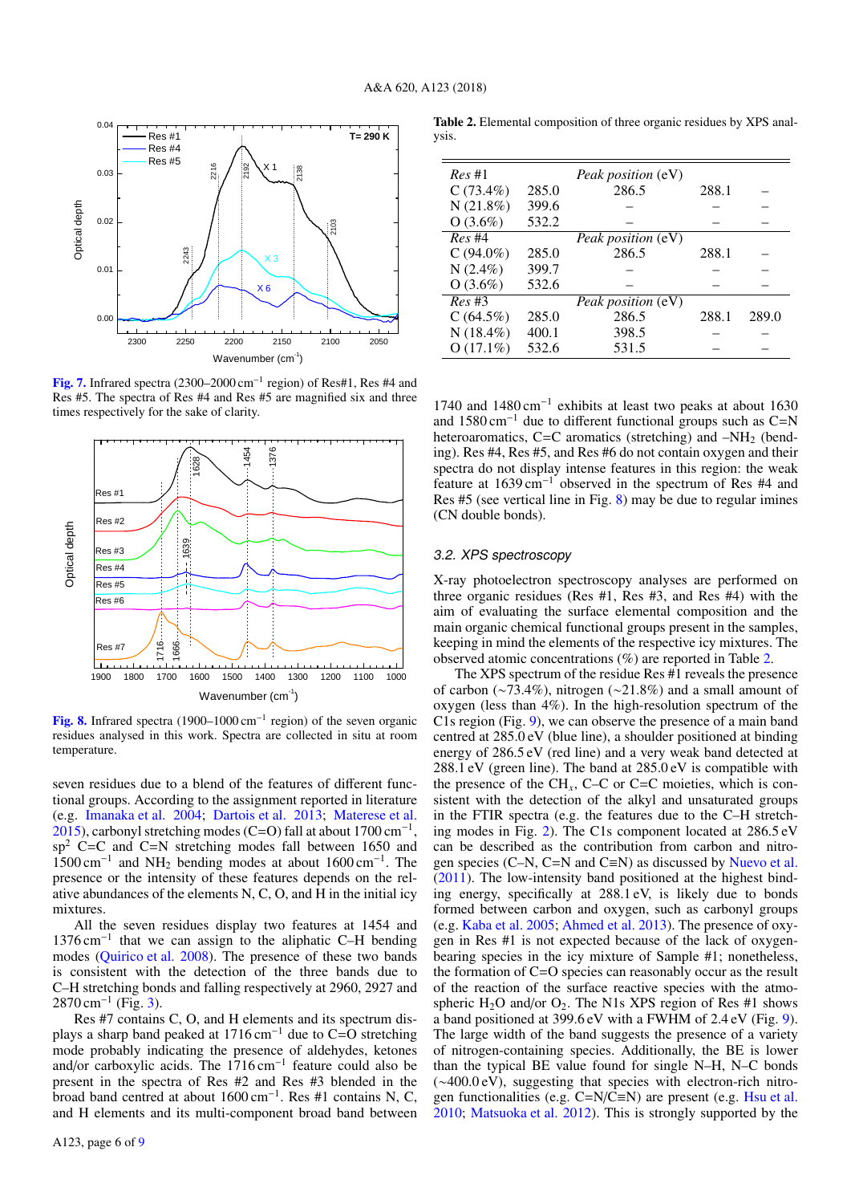Fig. 7. Infrared spectra (2300–2000 $cm^{-1}$ region) of Res#1, Res #4 and Res #5. The spectra of Res #4 and Res #5 are magnified six and three times respectively for the sake of clarity.

Fig. 8. Infrared spectra (1900–1000 $cm^{-1}$ region) of the seven organic residues analysed in this work. Spectra are collected in situ at room temperature.

seven residues due to a blend of the features of different functional groups. According to the assignment reported in literature (e.g. Imanaka et al. 2004; Dartois et al. 2013; Materese et al. 2015), carbonyl stretching modes (C=O) fall at about 1700 $cm^{-1}$, $sp^2$ C=C and C=N stretching modes fall between 1650 and 1500 $cm^{-1}$ and $NH_2$ bending modes at about 1600 $cm^{-1}$. The presence or the intensity of these bands depends on the relative abundances of the elements N, C, O, and H in the initial icy mixtures.

All the seven residues display two features at 1454 and 1376 $cm^{-1}$ that we can assign to the aliphatic C–H bending modes (Quirico et al. 2008). The presence of these two bands is consistent with the detection of the three bands due to C–H stretching bonds and falling respectively at 2960, 2927 and 2870 $cm^{-1}$ (Fig. 3).

Res #7 contains C, O, and H elements and its spectrum displays a sharp band peaked at 1716 $cm^{-1}$ due to C=O stretching mode probably indicating the presence of aldehydes, ketones and/or carboxylic acids. The 1716 $cm^{-1}$ feature could also be present in the spectra of Res #2 and Res #3 blended in the broad band centred at about 1600 $cm^{-1}$. Res #1 contains N, C, and H elements and its multi-component broad band between 1740 and 1480 $cm^{-1}$ exhibits at least two peaks at about 1630 and 1580 $cm^{-1}$ due to different functional groups such as C=N heteroaromatics, C=C aromatics (stretching) and $-NH_2$ (bending). Res #4, Res #5, and Res #6 do not contain oxygen and their spectra do not display intense features in this region: the weak feature at 1639 $cm^{-1}$ observed in the spectrum of Res #4 and Res #5 (see vertical line in Fig. 8) may be due to regular imines (CN double bonds).

Table 2. Elemental composition of three organic residues by XPS analysis.

| *Res* #1 | | *Peak position* (eV) | | |
|---|---|---|---|---|
| C (73.4%) | 285.0 | 286.5 | 288.1 | – |
| N (21.8%) | 399.6 | – | – | – |
| O (3.6%) | 532.2 | – | – | – |
| *Res* #4 | | *Peak position* (eV) | | |
| C (94.0%) | 285.0 | 286.5 | 288.1 | – |
| N (2.4%) | 399.7 | – | – | – |
| O (3.6%) | 532.6 | – | – | – |
| *Res* #3 | | *Peak position* (eV) | | |
| C (64.5%) | 285.0 | 286.5 | 288.1 | 289.0 |
| N (18.4%) | 400.1 | 398.5 | – | – |
| O (17.1%) | 532.6 | 531.5 | – | – |

### 3.2. XPS spectroscopy

X-ray photoelectron spectroscopy analyses are performed on three organic residues (Res #1, Res #3, and Res #4) with the aim of evaluating the surface elemental composition and the main organic chemical functional groups present in the samples, keeping in mind the elements of the respective icy mixtures. The observed atomic concentrations (%) are reported in Table 2.

The XPS spectrum of the residue Res #1 reveals the presence of carbon (~73.4%), nitrogen (~21.8%) and a small amount of oxygen (less than 4%). In the high-resolution spectrum of the C1s region (Fig. 9), we can observe the presence of a main band centred at 285.0 eV (blue line), a shoulder positioned at binding energy of 286.5 eV (red line) and a very weak band detected at 288.1 eV (green line). The band at 285.0 eV is compatible with the presence of the $CH_x$, C–C or C=C moieties, which is consistent with the detection of the alkyl and unsaturated groups in the FTIR spectra (e.g. the features due to the C–H stretching modes in Fig. 2). The C1s component located at 286.5 eV can be described as the contribution from carbon and nitrogen species (C–N, C=N and C≡N) as discussed by Nuevo et al. (2011). The low-intensity band positioned at the highest binding energy, specifically at 288.1 eV, is likely due to bonds formed between carbon and oxygen, such as carbonyl groups (e.g. Kaba et al. 2005; Ahmed et al. 2013). The presence of oxygen in Res #1 is not expected because of the lack of oxygen-bearing species in the icy mixture of Sample #1; nonetheless, the formation of C=O species can reasonably occur as the result of the reaction of the surface reactive species with the atmospheric $H_2O$ and/or $O_2$. The N1s XPS region of Res #1 shows a band positioned at 399.6 eV with a FWHM of 2.4 eV (Fig. 9). The large width of the band suggests the presence of a variety of nitrogen-containing species. Additionally, the BE is lower than the typical BE value found for single N–H, N–C bonds (~400.0 eV), suggesting that species with electron-rich nitrogen functionalities (e.g. C=N/C≡N) are present (e.g. Hsu et al. 2010; Matsuoka et al. 2012). This is strongly supported by the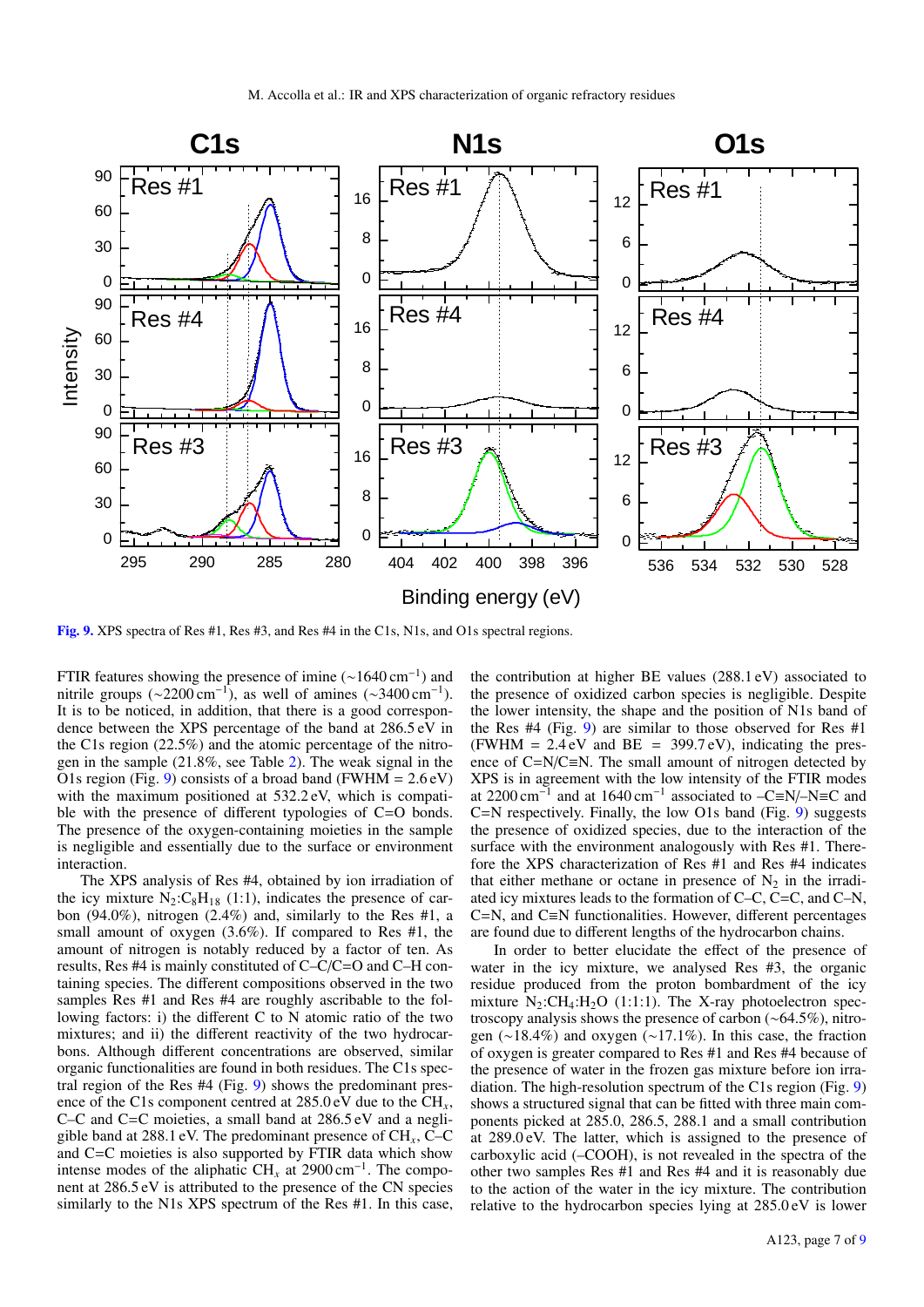Fig. 9. XPS spectra of Res #1, Res #3, and Res #4 in the C1s, N1s, and O1s spectral regions.

FTIR features showing the presence of imine (~1640 cm$^{-1}$) and nitrile groups (~2200 cm$^{-1}$), as well of amines (~3400 cm$^{-1}$). It is to be noticed, in addition, that there is a good correspondence between the XPS percentage of the band at 286.5 eV in the C1s region (22.5%) and the atomic percentage of the nitrogen in the sample (21.8%, see Table 2). The weak signal in the O1s region (Fig. 9) consists of a broad band (FWHM = 2.6 eV) with the maximum positioned at 532.2 eV, which is compatible with the presence of different typologies of C=O bonds. The presence of the oxygen-containing moieties in the sample is negligible and essentially due to the surface or environment interaction.

The XPS analysis of Res #4, obtained by ion irradiation of the icy mixture $N_2$:$C_8H_{18}$ (1:1), indicates the presence of carbon (94.0%), nitrogen (2.4%) and, similarly to the Res #1, a small amount of oxygen (3.6%). If compared to Res #1, the amount of nitrogen is notably reduced by a factor of ten. As results, Res #4 is mainly constituted of C–C/C=O and C–H containing species. The different compositions observed in the two samples Res #1 and Res #4 are roughly ascribable to the following factors: i) the different C to N atomic ratio of the two mixtures; and ii) the different reactivity of the two hydrocarbons. Although different concentrations are observed, similar organic functionalities are found in both residues. The C1s spectral region of the Res #4 (Fig. 9) shows the predominant presence of the C1s component centred at 285.0 eV due to the $CH_x$, C–C and C=C moieties, a small band at 286.5 eV and a negligible band at 288.1 eV. The predominant presence of $CH_x$, C–C and C=C moieties is also supported by FTIR data which show intense modes of the aliphatic $CH_x$ at 2900 cm$^{-1}$. The component at 286.5 eV is attributed to the presence of the CN species similarly to the N1s XPS spectrum of the Res #1. In this case, the contribution at higher BE values (288.1 eV) associated to the presence of oxidized carbon species is negligible. Despite the lower intensity, the shape and the position of N1s band of the Res #4 (Fig. 9) are similar to those observed for Res #1 (FWHM = 2.4 eV and BE = 399.7 eV), indicating the presence of C=N/C≡N. The small amount of nitrogen detected by XPS is in agreement with the low intensity of the FTIR modes at 2200 cm$^{-1}$ and at 1640 cm$^{-1}$ associated to –C≡N/–N≡C and C=N respectively. Finally, the low O1s band (Fig. 9) suggests the presence of oxidized species, due to the interaction of the surface with the environment analogously with Res #1. Therefore the XPS characterization of Res #1 and Res #4 indicates that either methane or octane in presence of $N_2$ in the irradiated icy mixtures leads to the formation of C–C, C=C, and C–N, C=N, and C≡N functionalities. However, different percentages are found due to different lengths of the hydrocarbon chains.

In order to better elucidate the effect of the presence of water in the icy mixture, we analysed Res #3, the organic residue produced from the proton bombardment of the icy mixture $N_2$:$CH_4$:$H_2O$ (1:1:1). The X-ray photoelectron spectroscopy analysis shows the presence of carbon (~64.5%), nitrogen (~18.4%) and oxygen (~17.1%). In this case, the fraction of oxygen is greater compared to Res #1 and Res #4 because of the presence of water in the frozen gas mixture before ion irradiation. The high-resolution spectrum of the C1s region (Fig. 9) shows a structured signal that can be fitted with three main components picked at 285.0, 286.5, 288.1 and a small contribution at 289.0 eV. The latter, which is assigned to the presence of carboxylic acid (–COOH), is not revealed in the spectra of the other two samples Res #1 and Res #4 and it is reasonably due to the action of the water in the icy mixture. The contribution relative to the hydrocarbon species lying at 285.0 eV is lower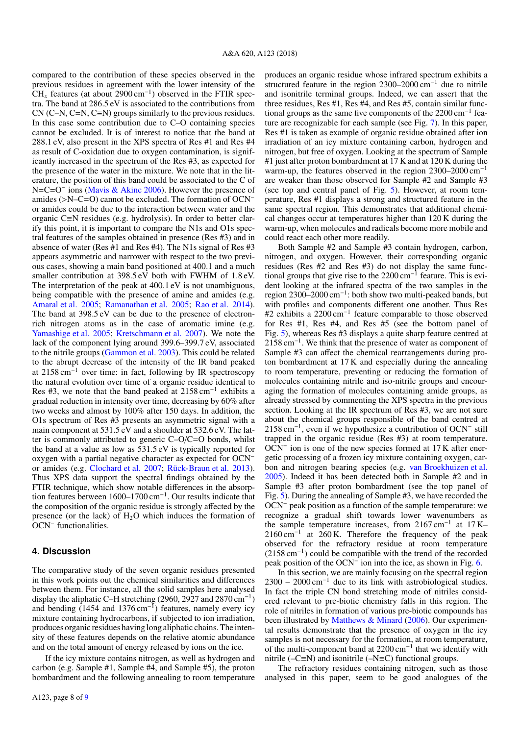compared to the contribution of these species observed in the previous residues in agreement with the lower intensity of the $CH_x$ features (at about 2900 $cm^{-1}$) observed in the FTIR spectra. The band at 286.5 eV is associated to the contributions from CN (C–N, C=N, C≡N) groups similarly to the previous residues. In this case some contribution due to C–O containing species cannot be excluded. It is of interest to notice that the band at 288.1 eV, also present in the XPS spectra of Res #1 and Res #4 as result of C-oxidation due to oxygen contamination, is significantly increased in the spectrum of the Res #3, as expected for the presence of the water in the mixture. We note that in the literature, the position of this band could be associated to the C of $N=C=O^-$ ions (Mavis & Akinc 2006). However the presence of amides (>N–C=O) cannot be excluded. The formation of $OCN^-$ or amides could be due to the interaction between water and the organic C≡N residues (e.g. hydrolysis). In order to better clarify this point, it is important to compare the N1s and O1s spectral features of the samples obtained in presence (Res #3) and in absence of water (Res #1 and Res #4). The N1s signal of Res #3 appears asymmetric and narrower with respect to the two previous cases, showing a main band positioned at 400.1 and a much smaller contribution at 398.5 eV both with FWHM of 1.8 eV. The interpretation of the peak at 400.1 eV is not unambiguous, being compatible with the presence of amine and amides (e.g. Amaral et al. 2005; Ramanathan et al. 2005; Rao et al. 2014). The band at 398.5 eV can be due to the presence of electron-rich nitrogen atoms as in the case of aromatic imine (e.g. Yamashige et al. 2005; Kretschmann et al. 2007). We note the lack of the component lying around 399.6–399.7 eV, associated to the nitrile groups (Gammon et al. 2003). This could be related to the abrupt decrease of the intensity of the IR band peaked at 2158 $cm^{-1}$ over time: in fact, following by IR spectroscopy the natural evolution over time of a organic residue identical to Res #3, we note that the band peaked at 2158 $cm^{-1}$ exhibits a gradual reduction in intensity over time, decreasing by 60% after two weeks and almost by 100% after 150 days. In addition, the O1s spectrum of Res #3 presents an asymmetric signal with a main component at 531.5 eV and a shoulder at 532.6 eV. The latter is commonly attributed to generic C–O/C=O bonds, whilst the band at a value as low as 531.5 eV is typically reported for oxygen with a partial negative character as expected for $OCN^-$ or amides (e.g. Clochard et al. 2007; Rück-Braun et al. 2013). Thus XPS data support the spectral findings obtained by the FTIR technique, which show notable differences in the absorption features between 1600–1700 $cm^{-1}$. Our results indicate that the composition of the organic residue is strongly affected by the presence (or the lack) of $H_2O$ which induces the formation of $OCN^-$ functionalities.

## 4. Discussion

The comparative study of the seven organic residues presented in this work points out the chemical similarities and differences between them. For instance, all the solid samples here analysed display the aliphatic C–H stretching (2960, 2927 and 2870 $cm^{-1}$) and bending (1454 and 1376 $cm^{-1}$) features, namely every icy mixture containing hydrocarbons, if subjected to ion irradiation, produces organic residues having long aliphatic chains. The intensity of these features depends on the relative atomic abundance and on the total amount of energy released by ions on the ice.

If the icy mixture contains nitrogen, as well as hydrogen and carbon (e.g. Sample #1, Sample #4, and Sample #5), the proton bombardment and the following annealing to room temperature produces an organic residue whose infrared spectrum exhibits a structured feature in the region 2300–2000 $cm^{-1}$ due to nitrile and isonitrile terminal groups. Indeed, we can assert that the three residues, Res #1, Res #4, and Res #5, contain similar functional groups as the same five components of the 2200 $cm^{-1}$ feature are recognizable for each sample (see Fig. 7). In this paper, Res #1 is taken as example of organic residue obtained after ion irradiation of an icy mixture containing carbon, hydrogen and nitrogen, but free of oxygen. Looking at the spectrum of Sample #1 just after proton bombardment at 17 K and at 120 K during the warm-up, the features observed in the region 2300–2000 $cm^{-1}$ are weaker than those observed for Sample #2 and Sample #3 (see top and central panel of Fig. 5). However, at room temperature, Res #1 displays a strong and structured feature in the same spectral region. This demonstrates that additional chemical changes occur at temperatures higher than 120 K during the warm-up, when molecules and radicals become more mobile and could react each other more readily.

Both Sample #2 and Sample #3 contain hydrogen, carbon, nitrogen, and oxygen. However, their corresponding organic residues (Res #2 and Res #3) do not display the same functional groups that give rise to the 2200 $cm^{-1}$ feature. This is evident looking at the infrared spectra of the two samples in the region 2300–2000 $cm^{-1}$: both show two multi-peaked bands, but with profiles and components different one another. Thus Res #2 exhibits a 2200 $cm^{-1}$ feature comparable to those observed for Res #1, Res #4, and Res #5 (see the bottom panel of Fig. 5), whereas Res #3 displays a quite sharp feature centred at 2158 $cm^{-1}$. We think that the presence of water as component of Sample #3 can affect the chemical rearrangements during proton bombardment at 17 K and especially during the annealing to room temperature, preventing or reducing the formation of molecules containing nitrile and iso-nitrile groups and encouraging the formation of molecules containing amide groups, as already stressed by commenting the XPS spectra in the previous section. Looking at the IR spectrum of Res #3, we are not sure about the chemical groups responsible of the band centred at 2158 $cm^{-1}$, even if we hypothesize a contribution of $OCN^-$ still trapped in the organic residue (Res #3) at room temperature. $OCN^-$ ion is one of the new species formed at 17 K after energetic processing of a frozen icy mixture containing oxygen, carbon and nitrogen bearing species (e.g. van Broekhuizen et al. 2005). Indeed it has been detected both in Sample #2 and in Sample #3 after proton bombardment (see the top panel of Fig. 5). During the annealing of Sample #3, we have recorded the $OCN^-$ peak position as a function of the sample temperature: we recognize a gradual shift towards lower wavenumbers as the sample temperature increases, from 2167 $cm^{-1}$ at 17 K–2160 $cm^{-1}$ at 260 K. Therefore the frequency of the peak observed for the refractory residue at room temperature (2158 $cm^{-1}$) could be compatible with the trend of the recorded peak position of the $OCN^-$ ion into the ice, as shown in Fig. 6.

In this section, we are mainly focusing on the spectral region 2300 – 2000 $cm^{-1}$ due to its link with astrobiological studies. In fact the triple CN bond stretching mode of nitriles considered relevant to pre-biotic chemistry falls in this region. The role of nitriles in formation of various pre-biotic compounds has been illustrated by Matthews & Minard (2006). Our experimental results demonstrate that the presence of oxygen in the icy samples is not necessary for the formation, at room temperature, of the multi-component band at 2200 $cm^{-1}$ that we identify with nitrile (–C≡N) and isonitrile (–N≡C) functional groups.

The refractory residues containing nitrogen, such as those analysed in this paper, seem to be good analogues of the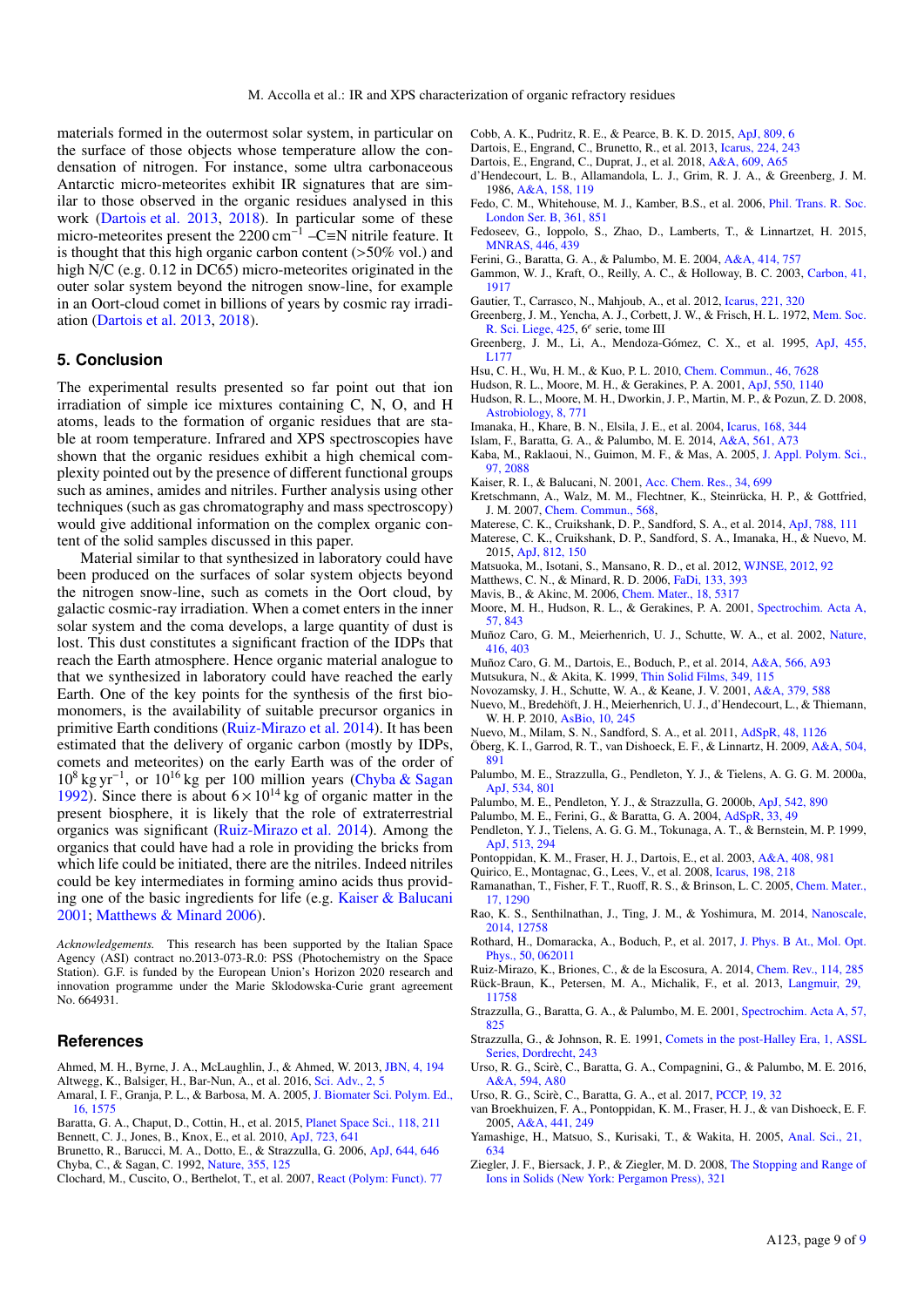materials formed in the outermost solar system, in particular on the surface of those objects whose temperature allow the condensation of nitrogen. For instance, some ultra carbonaceous Antarctic micro-meteorites exhibit IR signatures that are similar to those observed in the organic residues analysed in this work (Dartois et al. 2013, 2018). In particular some of these micro-meteorites present the 2200 $cm^{-1}$ –C≡N nitrile feature. It is thought that this high organic carbon content (>50% vol.) and high N/C (e.g. 0.12 in DC65) micro-meteorites originated in the outer solar system beyond the nitrogen snow-line, for example in an Oort-cloud comet in billions of years by cosmic ray irradiation (Dartois et al. 2013, 2018).

## 5. Conclusion

The experimental results presented so far point out that ion irradiation of simple ice mixtures containing C, N, O, and H atoms, leads to the formation of organic residues that are stable at room temperature. Infrared and XPS spectroscopies have shown that the organic residues exhibit a high chemical complexity pointed out by the presence of different functional groups such as amines, amides and nitriles. Further analysis using other techniques (such as gas chromatography and mass spectroscopy) would give additional information on the complex organic content of the solid samples discussed in this paper.

Material similar to that synthesized in laboratory could have been produced on the surfaces of solar system objects beyond the nitrogen snow-line, such as comets in the Oort cloud, by galactic cosmic-ray irradiation. When a comet enters in the inner solar system and the coma develops, a large quantity of dust is lost. This dust constitutes a significant fraction of the IDPs that reach the Earth atmosphere. Hence organic material analogue to that we synthesized in laboratory could have reached the early Earth. One of the key points for the synthesis of the first biomonomers, is the availability of suitable precursor organics in primitive Earth conditions (Ruiz-Mirazo et al. 2014). It has been estimated that the delivery of organic carbon (mostly by IDPs, comets and meteorites) on the early Earth was of the order of $10^8$ kg $yr^{-1}$, or $10^{16}$ kg per 100 million years (Chyba & Sagan 1992). Since there is about $6 \times 10^{14}$ kg of organic matter in the present biosphere, it is likely that the role of extraterrestrial organics was significant (Ruiz-Mirazo et al. 2014). Among the organics that could have had a role in providing the bricks from which life could be initiated, there are the nitriles. Indeed nitriles could be key intermediates in forming amino acids thus providing one of the basic ingredients for life (e.g. Kaiser & Balucani 2001; Matthews & Minard 2006).

*Acknowledgements.* This research has been supported by the Italian Space Agency (ASI) contract no.2013-073-R.0: PSS (Photochemistry on the Space Station). G.F. is funded by the European Union's Horizon 2020 research and innovation programme under the Marie Sklodowska-Curie grant agreement No. 664931.

## References

Ahmed, M. H., Byrne, J. A., McLaughlin, J., & Ahmed, W. 2013, JBN, 4, 194
Altwegg, K., Balsiger, H., Bar-Nun, A., et al. 2016, Sci. Adv., 2, 5
Amaral, I. F., Granja, P. L., & Barbosa, M. A. 2005, J. Biomater Sci. Polym. Ed., 16, 1575
Baratta, G. A., Chaput, D., Cottin, H., et al. 2015, Planet Space Sci., 118, 211
Bennett, C. J., Jones, B., Knox, E., et al. 2010, ApJ, 723, 641
Brunetto, R., Barucci, M. A., Dotto, E., & Strazzulla, G. 2006, ApJ, 644, 646
Chyba, C., & Sagan, C. 1992, Nature, 355, 125
Clochard, M., Cuscito, O., Berthelot, T., et al. 2007, React (Polym: Funct). 77
Cobb, A. K., Pudritz, R. E., & Pearce, B. K. D. 2015, ApJ, 809, 6
Dartois, E., Engrand, C., Brunetto, R., et al. 2013, Icarus, 224, 243
Dartois, E., Engrand, C., Duprat, J., et al. 2018, A&A, 609, A65
d'Hendecourt, L. B., Allamandola, L. J., Grim, R. J. A., & Greenberg, J. M. 1986, A&A, 158, 119
Fedo, C. M., Whitehouse, M. J., Kamber, B.S., et al. 2006, Phil. Trans. R. Soc. London Ser. B, 361, 851
Fedoseev, G., Ioppolo, S., Zhao, D., Lamberts, T., & Linnartz, H. 2015, MNRAS, 446, 439
Ferini, G., Baratta, G. A., & Palumbo, M. E. 2004, A&A, 414, 757
Gammon, W. J., Kraft, O., Reilly, A. C., & Holloway, B. C. 2003, Carbon, 41, 1917
Gautier, T., Carrasco, N., Mahjoub, A., et al. 2012, Icarus, 221, 320
Greenberg, J. M., Yencha, A. J., Corbett, J. W., & Frisch, H. L. 1972, Mem. Soc. R. Sci. Liege, 425, 6$^e$ serie, tome III
Greenberg, J. M., Li, A., Mendoza-Gómez, C. X., et al. 1995, ApJ, 455, L177
Hsu, C. H., Wu, H. M., & Kuo, P. L. 2010, Chem. Commun., 46, 7628
Hudson, R. L., Moore, M. H., & Gerakines, P. A. 2001, ApJ, 550, 1140
Hudson, R. L., Moore, M. H., Dworkin, J. P., Martin, M. P., & Pozun, Z. D. 2008, Astrobiology, 8, 771
Imanaka, H., Khare, B. N., Elsila, J. E., et al. 2004, Icarus, 168, 344
Islam, F., Baratta, G. A., & Palumbo, M. E. 2014, A&A, 561, A73
Kaba, M., Raklaoui, N., Guimon, M. F., & Mas, A. 2005, J. Appl. Polym. Sci., 97, 2088
Kaiser, R. I., & Balucani, N. 2001, Acc. Chem. Res., 34, 699
Kretschmann, A., Walz, M. M., Flechtner, K., Steinrücka, H. P., & Gottfried, J. M. 2007, Chem. Commun., 568,
Materese, C. K., Cruikshank, D. P., Sandford, S. A., et al. 2014, ApJ, 788, 111
Materese, C. K., Cruikshank, D. P., Sandford, S. A., Imanaka, H., & Nuevo, M. 2015, ApJ, 812, 150
Matsuoka, M., Isotani, S., Mansano, R. D., et al. 2012, WJNSE, 2012, 92
Matthews, C. N., & Minard, R. D. 2006, FaDi, 133, 393
Mavis, B., & Akinc, M. 2006, Chem. Mater., 18, 5317
Moore, M. H., Hudson, R. L., & Gerakines, P. A. 2001, Spectrochim. Acta A, 57, 843
Muñoz Caro, G. M., Meierhenrich, U. J., Schutte, W. A., et al. 2002, Nature, 416, 403
Muñoz Caro, G. M., Dartois, E., Boduch, P., et al. 2014, A&A, 566, A93
Mutsukura, N., & Akita, K. 1999, Thin Solid Films, 349, 115
Novozamsky, J. H., Schutte, W. A., & Keane, J. V. 2001, A&A, 379, 588
Nuevo, M., Bredehöft, J. H., Meierhenrich, U. J., d'Hendecourt, L., & Thiemann, W. H. P. 2010, AsBio, 10, 245
Nuevo, M., Milam, S. N., Sandford, S. A., et al. 2011, AdSpR, 48, 1126
Öberg, K. I., Garrod, R. T., van Dishoeck, E. F., & Linnartz, H. 2009, A&A, 504, 891
Palumbo, M. E., Strazzulla, G., Pendleton, Y. J., & Tielens, A. G. G. M. 2000a, ApJ, 534, 801
Palumbo, M. E., Pendleton, Y. J., & Strazzulla, G. 2000b, ApJ, 542, 890
Palumbo, M. E., Ferini, G., & Baratta, G. A. 2004, AdSpR, 33, 49
Pendleton, Y. J., Tielens, A. G. G. M., Tokunaga, A. T., & Bernstein, M. P. 1999, ApJ, 513, 294
Pontoppidan, K. M., Fraser, H. J., Dartois, E., et al. 2003, A&A, 408, 981
Quirico, E., Montagnac, G., Lees, V., et al. 2008, Icarus, 198, 218
Ramanathan, T., Fisher, F. T., Ruoff, R. S., & Brinson, L. C. 2005, Chem. Mater., 17, 1290
Rao, K. S., Senthilnathan, J., Ting, J. M., & Yoshimura, M. 2014, Nanoscale, 2014, 12758
Rothard, H., Domaracka, A., Boduch, P., et al. 2017, J. Phys. B At., Mol. Opt. Phys., 50, 062011
Ruiz-Mirazo, K., Briones, C., & de la Escosura, A. 2014, Chem. Rev., 114, 285
Rück-Braun, K., Petersen, M. A., Michalik, F., et al. 2013, Langmuir, 29, 11758
Strazzulla, G., Baratta, G. A., & Palumbo, M. E. 2001, Spectrochim. Acta A, 57, 825
Strazzulla, G., & Johnson, R. E. 1991, Comets in the post-Halley Era, 1, ASSL Series, Dordrecht, 243
Urso, R. G., Scirè, C., Baratta, G. A., Compagnini, G., & Palumbo, M. E. 2016, A&A, 594, A80
Urso, R. G., Scirè, C., Baratta, G. A., et al. 2017, PCCP, 19, 32
van Broekhuizen, F. A., Pontoppidan, K. M., Fraser, H. J., & van Dishoeck, E. F. 2005, A&A, 441, 249
Yamashige, H., Matsuo, S., Kurisaki, T., & Wakita, H. 2005, Anal. Sci., 21, 634
Ziegler, J. F., Biersack, J. P., & Ziegler, M. D. 2008, The Stopping and Range of Ions in Solids (New York: Pergamon Press), 321